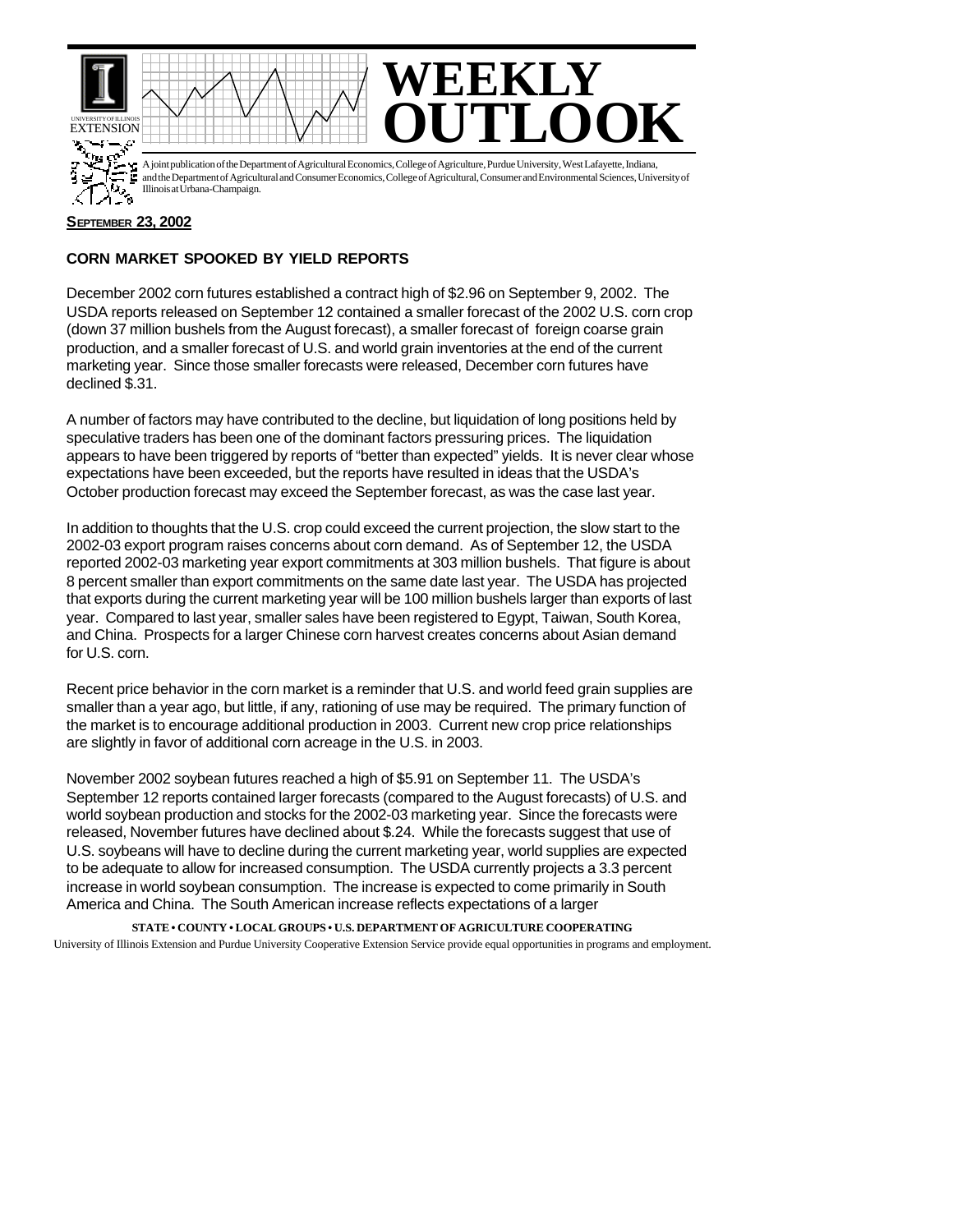# WEEKLY OUTLOOK

A joint publication of the Department of Agricultural Economics, College of Agriculture, Purdue University, West Lafayette, Indiana, and the Department of Agricultural and Consumer Economics, College of Agricultural, Consumer and Environmental Sciences, University of Illinois at Urbana-Champaign.

**SEPTEMBER 23, 2002**

## CORN MARKET SPOOKED BY YIELD REPORTS

December 2002 corn futures established a contract high of $2.96 on September 9, 2002. The USDA reports released on September 12 contained a smaller forecast of the 2002 U.S. corn crop (down 37 million bushels from the August forecast), a smaller forecast of foreign coarse grain production, and a smaller forecast of U.S. and world grain inventories at the end of the current marketing year. Since those smaller forecasts were released, December corn futures have declined $.31.

A number of factors may have contributed to the decline, but liquidation of long positions held by speculative traders has been one of the dominant factors pressuring prices. The liquidation appears to have been triggered by reports of "better than expected" yields. It is never clear whose expectations have been exceeded, but the reports have resulted in ideas that the USDA's October production forecast may exceed the September forecast, as was the case last year.

In addition to thoughts that the U.S. crop could exceed the current projection, the slow start to the 2002-03 export program raises concerns about corn demand. As of September 12, the USDA reported 2002-03 marketing year export commitments at 303 million bushels. That figure is about 8 percent smaller than export commitments on the same date last year. The USDA has projected that exports during the current marketing year will be 100 million bushels larger than exports of last year. Compared to last year, smaller sales have been registered to Egypt, Taiwan, South Korea, and China. Prospects for a larger Chinese corn harvest creates concerns about Asian demand for U.S. corn.

Recent price behavior in the corn market is a reminder that U.S. and world feed grain supplies are smaller than a year ago, but little, if any, rationing of use may be required. The primary function of the market is to encourage additional production in 2003. Current new crop price relationships are slightly in favor of additional corn acreage in the U.S. in 2003.

November 2002 soybean futures reached a high of $5.91 on September 11. The USDA's September 12 reports contained larger forecasts (compared to the August forecasts) of U.S. and world soybean production and stocks for the 2002-03 marketing year. Since the forecasts were released, November futures have declined about $.24. While the forecasts suggest that use of U.S. soybeans will have to decline during the current marketing year, world supplies are expected to be adequate to allow for increased consumption. The USDA currently projects a 3.3 percent increase in world soybean consumption. The increase is expected to come primarily in South America and China. The South American increase reflects expectations of a larger

**STATE • COUNTY • LOCAL GROUPS • U.S. DEPARTMENT OF AGRICULTURE COOPERATING**

University of Illinois Extension and Purdue University Cooperative Extension Service provide equal opportunities in programs and employment.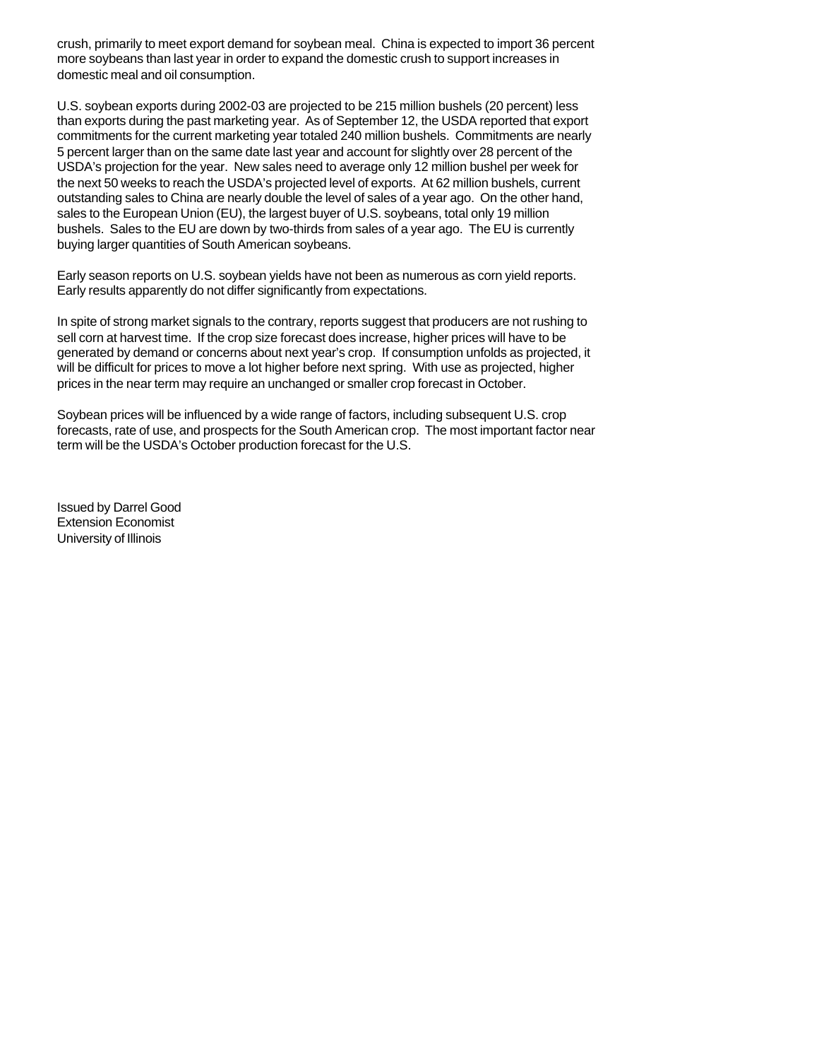crush, primarily to meet export demand for soybean meal. China is expected to import 36 percent more soybeans than last year in order to expand the domestic crush to support increases in domestic meal and oil consumption.

U.S. soybean exports during 2002-03 are projected to be 215 million bushels (20 percent) less than exports during the past marketing year. As of September 12, the USDA reported that export commitments for the current marketing year totaled 240 million bushels. Commitments are nearly 5 percent larger than on the same date last year and account for slightly over 28 percent of the USDA's projection for the year. New sales need to average only 12 million bushel per week for the next 50 weeks to reach the USDA's projected level of exports. At 62 million bushels, current outstanding sales to China are nearly double the level of sales of a year ago. On the other hand, sales to the European Union (EU), the largest buyer of U.S. soybeans, total only 19 million bushels. Sales to the EU are down by two-thirds from sales of a year ago. The EU is currently buying larger quantities of South American soybeans.

Early season reports on U.S. soybean yields have not been as numerous as corn yield reports. Early results apparently do not differ significantly from expectations.

In spite of strong market signals to the contrary, reports suggest that producers are not rushing to sell corn at harvest time. If the crop size forecast does increase, higher prices will have to be generated by demand or concerns about next year's crop. If consumption unfolds as projected, it will be difficult for prices to move a lot higher before next spring. With use as projected, higher prices in the near term may require an unchanged or smaller crop forecast in October.

Soybean prices will be influenced by a wide range of factors, including subsequent U.S. crop forecasts, rate of use, and prospects for the South American crop. The most important factor near term will be the USDA's October production forecast for the U.S.

Issued by Darrel Good
Extension Economist
University of Illinois